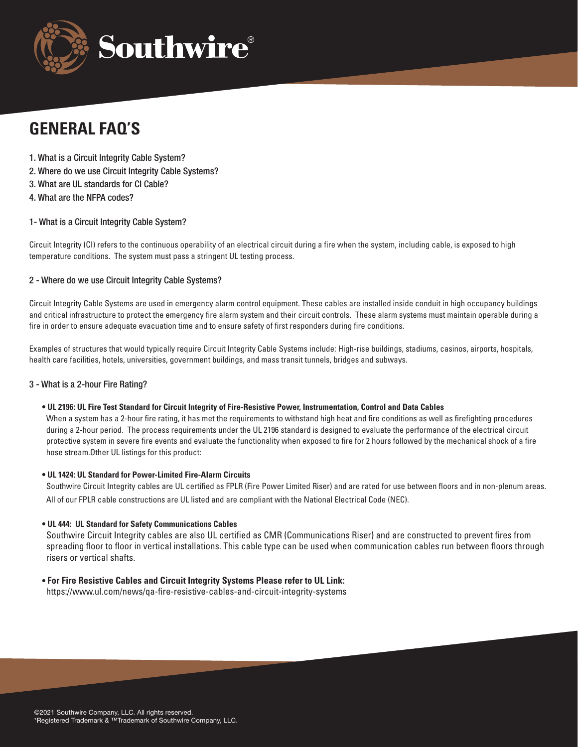Southwire®

# GENERAL FAQ'S

1. What is a Circuit Integrity Cable System?
2. Where do we use Circuit Integrity Cable Systems?
3. What are UL standards for CI Cable?
4. What are the NFPA codes?

## 1- What is a Circuit Integrity Cable System?

Circuit Integrity (CI) refers to the continuous operability of an electrical circuit during a fire when the system, including cable, is exposed to high temperature conditions. The system must pass a stringent UL testing process.

## 2 - Where do we use Circuit Integrity Cable Systems?

Circuit Integrity Cable Systems are used in emergency alarm control equipment. These cables are installed inside conduit in high occupancy buildings and critical infrastructure to protect the emergency fire alarm system and their circuit controls. These alarm systems must maintain operable during a fire in order to ensure adequate evacuation time and to ensure safety of first responders during fire conditions.

Examples of structures that would typically require Circuit Integrity Cable Systems include: High-rise buildings, stadiums, casinos, airports, hospitals, health care facilities, hotels, universities, government buildings, and mass transit tunnels, bridges and subways.

## 3 - What is a 2-hour Fire Rating?

- **UL 2196: UL Fire Test Standard for Circuit Integrity of Fire-Resistive Power, Instrumentation, Control and Data Cables**
  When a system has a 2-hour fire rating, it has met the requirements to withstand high heat and fire conditions as well as firefighting procedures during a 2-hour period. The process requirements under the UL 2196 standard is designed to evaluate the performance of the electrical circuit protective system in severe fire events and evaluate the functionality when exposed to fire for 2 hours followed by the mechanical shock of a fire hose stream.Other UL listings for this product:

- **UL 1424: UL Standard for Power-Limited Fire-Alarm Circuits**
  Southwire Circuit Integrity cables are UL certified as FPLR (Fire Power Limited Riser) and are rated for use between floors and in non-plenum areas. All of our FPLR cable constructions are UL listed and are compliant with the National Electrical Code (NEC).

- **UL 444: UL Standard for Safety Communications Cables**
  Southwire Circuit Integrity cables are also UL certified as CMR (Communications Riser) and are constructed to prevent fires from spreading floor to floor in vertical installations. This cable type can be used when communication cables run between floors through risers or vertical shafts.

- **For Fire Resistive Cables and Circuit Integrity Systems Please refer to UL Link:**
  https://www.ul.com/news/qa-fire-resistive-cables-and-circuit-integrity-systems

©2021 Southwire Company, LLC. All rights reserved.
®Registered Trademark & ™Trademark of Southwire Company, LLC.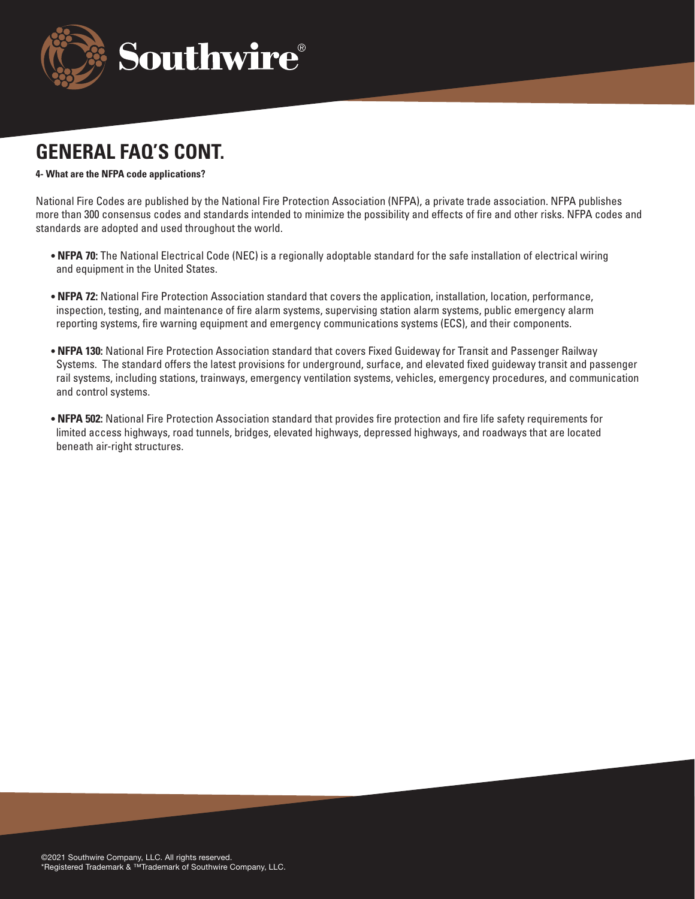## GENERAL FAQ'S CONT.

**4- What are the NFPA code applications?**

National Fire Codes are published by the National Fire Protection Association (NFPA), a private trade association. NFPA publishes more than 300 consensus codes and standards intended to minimize the possibility and effects of fire and other risks. NFPA codes and standards are adopted and used throughout the world.

- **NFPA 70:** The National Electrical Code (NEC) is a regionally adoptable standard for the safe installation of electrical wiring and equipment in the United States.
- **NFPA 72:** National Fire Protection Association standard that covers the application, installation, location, performance, inspection, testing, and maintenance of fire alarm systems, supervising station alarm systems, public emergency alarm reporting systems, fire warning equipment and emergency communications systems (ECS), and their components.
- **NFPA 130:** National Fire Protection Association standard that covers Fixed Guideway for Transit and Passenger Railway Systems. The standard offers the latest provisions for underground, surface, and elevated fixed guideway transit and passenger rail systems, including stations, trainways, emergency ventilation systems, vehicles, emergency procedures, and communication and control systems.
- **NFPA 502:** National Fire Protection Association standard that provides fire protection and fire life safety requirements for limited access highways, road tunnels, bridges, elevated highways, depressed highways, and roadways that are located beneath air-right structures.

©2021 Southwire Company, LLC. All rights reserved.
®Registered Trademark & ™Trademark of Southwire Company, LLC.